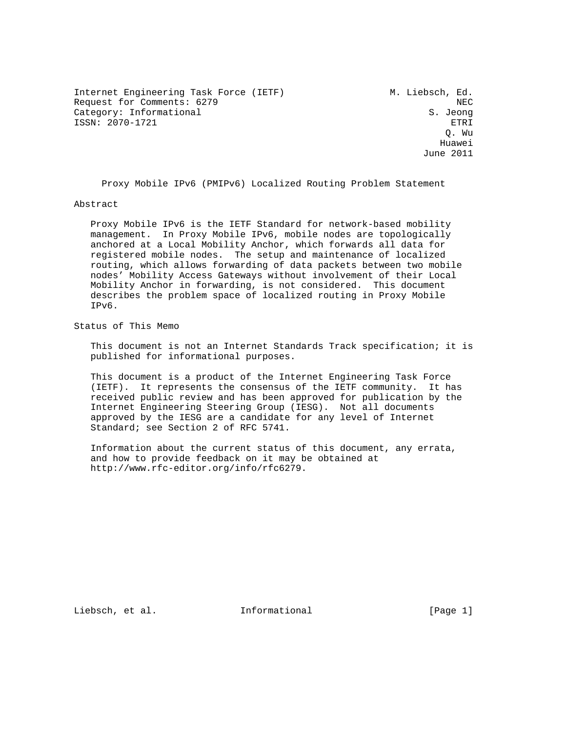Internet Engineering Task Force (IETF) M. Liebsch, Ed.
Request for Comments: 6279 NEC
Category: Informational S. Jeong
ISSN: 2070-1721 ETRI
Q. Wu
Huawei
June 2011

# Proxy Mobile IPv6 (PMIPv6) Localized Routing Problem Statement

## Abstract

Proxy Mobile IPv6 is the IETF Standard for network-based mobility management. In Proxy Mobile IPv6, mobile nodes are topologically anchored at a Local Mobility Anchor, which forwards all data for registered mobile nodes. The setup and maintenance of localized routing, which allows forwarding of data packets between two mobile nodes' Mobility Access Gateways without involvement of their Local Mobility Anchor in forwarding, is not considered. This document describes the problem space of localized routing in Proxy Mobile IPv6.

## Status of This Memo

This document is not an Internet Standards Track specification; it is published for informational purposes.

This document is a product of the Internet Engineering Task Force (IETF). It represents the consensus of the IETF community. It has received public review and has been approved for publication by the Internet Engineering Steering Group (IESG). Not all documents approved by the IESG are a candidate for any level of Internet Standard; see Section 2 of RFC 5741.

Information about the current status of this document, any errata, and how to provide feedback on it may be obtained at http://www.rfc-editor.org/info/rfc6279.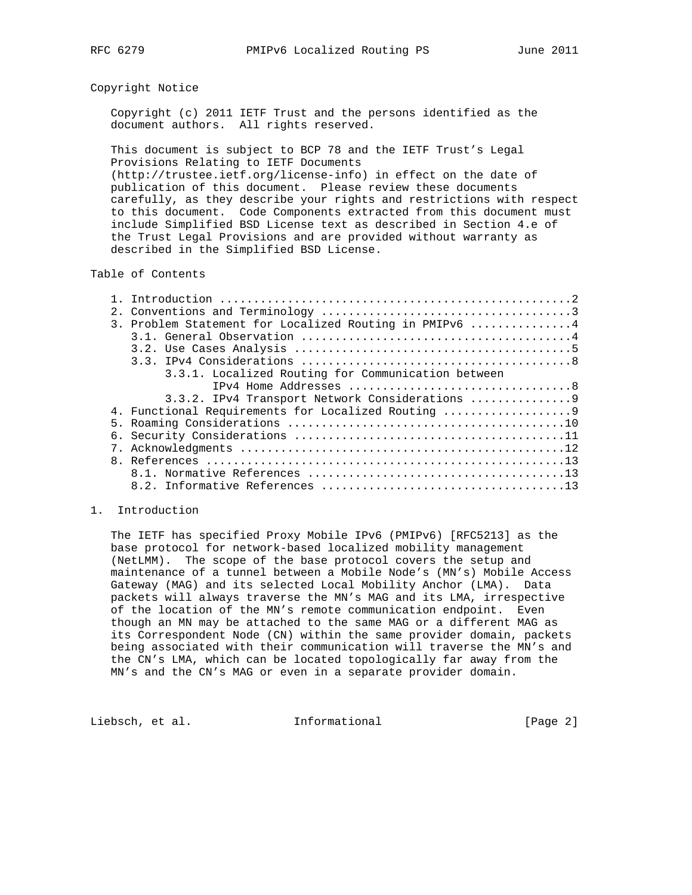## Copyright Notice

Copyright (c) 2011 IETF Trust and the persons identified as the document authors. All rights reserved.

This document is subject to BCP 78 and the IETF Trust's Legal Provisions Relating to IETF Documents (http://trustee.ietf.org/license-info) in effect on the date of publication of this document. Please review these documents carefully, as they describe your rights and restrictions with respect to this document. Code Components extracted from this document must include Simplified BSD License text as described in Section 4.e of the Trust Legal Provisions and are provided without warranty as described in the Simplified BSD License.

## Table of Contents

```
   1. Introduction ....................................................2
   2. Conventions and Terminology .....................................3
   3. Problem Statement for Localized Routing in PMIPv6 ...............4
      3.1. General Observation ........................................4
      3.2. Use Cases Analysis .........................................5
      3.3. IPv4 Considerations ........................................8
           3.3.1. Localized Routing for Communication between
                  IPv4 Home Addresses .................................8
           3.3.2. IPv4 Transport Network Considerations ...............9
   4. Functional Requirements for Localized Routing ...................9
   5. Roaming Considerations .........................................10
   6. Security Considerations ........................................11
   7. Acknowledgments ................................................12
   8. References .....................................................13
      8.1. Normative References ......................................13
      8.2. Informative References ....................................13
```

## 1. Introduction

The IETF has specified Proxy Mobile IPv6 (PMIPv6) [RFC5213] as the base protocol for network-based localized mobility management (NetLMM). The scope of the base protocol covers the setup and maintenance of a tunnel between a Mobile Node's (MN's) Mobile Access Gateway (MAG) and its selected Local Mobility Anchor (LMA). Data packets will always traverse the MN's MAG and its LMA, irrespective of the location of the MN's remote communication endpoint. Even though an MN may be attached to the same MAG or a different MAG as its Correspondent Node (CN) within the same provider domain, packets being associated with their communication will traverse the MN's and the CN's LMA, which can be located topologically far away from the MN's and the CN's MAG or even in a separate provider domain.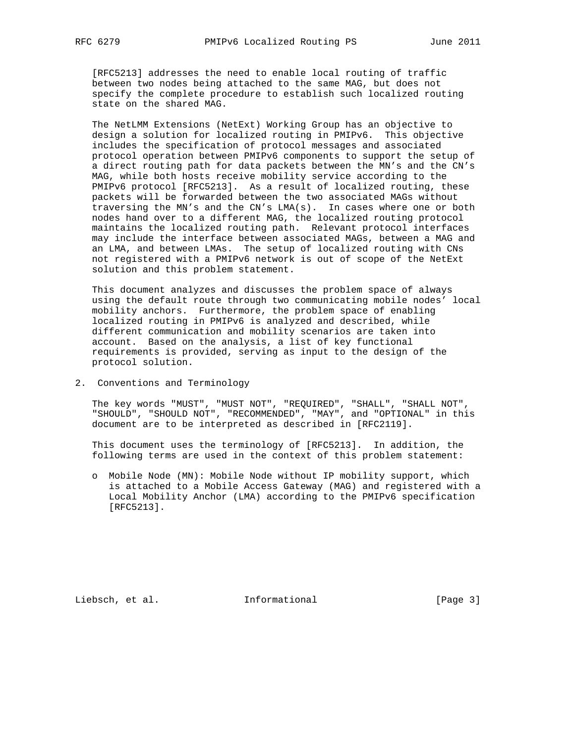[RFC5213] addresses the need to enable local routing of traffic between two nodes being attached to the same MAG, but does not specify the complete procedure to establish such localized routing state on the shared MAG.

The NetLMM Extensions (NetExt) Working Group has an objective to design a solution for localized routing in PMIPv6. This objective includes the specification of protocol messages and associated protocol operation between PMIPv6 components to support the setup of a direct routing path for data packets between the MN's and the CN's MAG, while both hosts receive mobility service according to the PMIPv6 protocol [RFC5213]. As a result of localized routing, these packets will be forwarded between the two associated MAGs without traversing the MN's and the CN's LMA(s). In cases where one or both nodes hand over to a different MAG, the localized routing protocol maintains the localized routing path. Relevant protocol interfaces may include the interface between associated MAGs, between a MAG and an LMA, and between LMAs. The setup of localized routing with CNs not registered with a PMIPv6 network is out of scope of the NetExt solution and this problem statement.

This document analyzes and discusses the problem space of always using the default route through two communicating mobile nodes' local mobility anchors. Furthermore, the problem space of enabling localized routing in PMIPv6 is analyzed and described, while different communication and mobility scenarios are taken into account. Based on the analysis, a list of key functional requirements is provided, serving as input to the design of the protocol solution.

## 2. Conventions and Terminology

The key words "MUST", "MUST NOT", "REQUIRED", "SHALL", "SHALL NOT", "SHOULD", "SHOULD NOT", "RECOMMENDED", "MAY", and "OPTIONAL" in this document are to be interpreted as described in [RFC2119].

This document uses the terminology of [RFC5213]. In addition, the following terms are used in the context of this problem statement:

- Mobile Node (MN): Mobile Node without IP mobility support, which is attached to a Mobile Access Gateway (MAG) and registered with a Local Mobility Anchor (LMA) according to the PMIPv6 specification [RFC5213].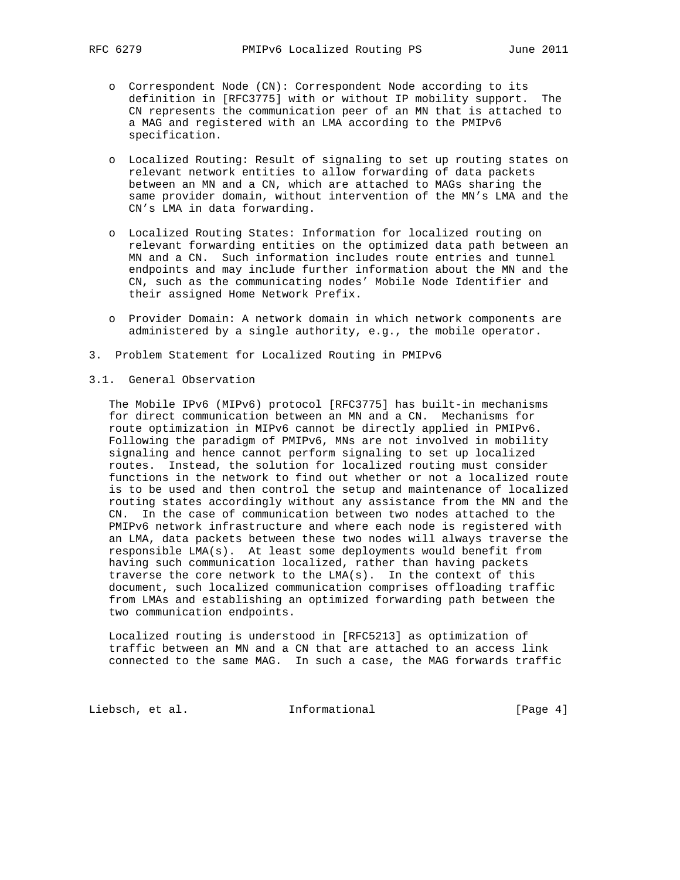- Correspondent Node (CN): Correspondent Node according to its definition in [RFC3775] with or without IP mobility support. The CN represents the communication peer of an MN that is attached to a MAG and registered with an LMA according to the PMIPv6 specification.

- Localized Routing: Result of signaling to set up routing states on relevant network entities to allow forwarding of data packets between an MN and a CN, which are attached to MAGs sharing the same provider domain, without intervention of the MN's LMA and the CN's LMA in data forwarding.

- Localized Routing States: Information for localized routing on relevant forwarding entities on the optimized data path between an MN and a CN. Such information includes route entries and tunnel endpoints and may include further information about the MN and the CN, such as the communicating nodes' Mobile Node Identifier and their assigned Home Network Prefix.

- Provider Domain: A network domain in which network components are administered by a single authority, e.g., the mobile operator.

## 3. Problem Statement for Localized Routing in PMIPv6

### 3.1. General Observation

The Mobile IPv6 (MIPv6) protocol [RFC3775] has built-in mechanisms for direct communication between an MN and a CN. Mechanisms for route optimization in MIPv6 cannot be directly applied in PMIPv6. Following the paradigm of PMIPv6, MNs are not involved in mobility signaling and hence cannot perform signaling to set up localized routes. Instead, the solution for localized routing must consider functions in the network to find out whether or not a localized route is to be used and then control the setup and maintenance of localized routing states accordingly without any assistance from the MN and the CN. In the case of communication between two nodes attached to the PMIPv6 network infrastructure and where each node is registered with an LMA, data packets between these two nodes will always traverse the responsible LMA(s). At least some deployments would benefit from having such communication localized, rather than having packets traverse the core network to the LMA(s). In the context of this document, such localized communication comprises offloading traffic from LMAs and establishing an optimized forwarding path between the two communication endpoints.

Localized routing is understood in [RFC5213] as optimization of traffic between an MN and a CN that are attached to an access link connected to the same MAG. In such a case, the MAG forwards traffic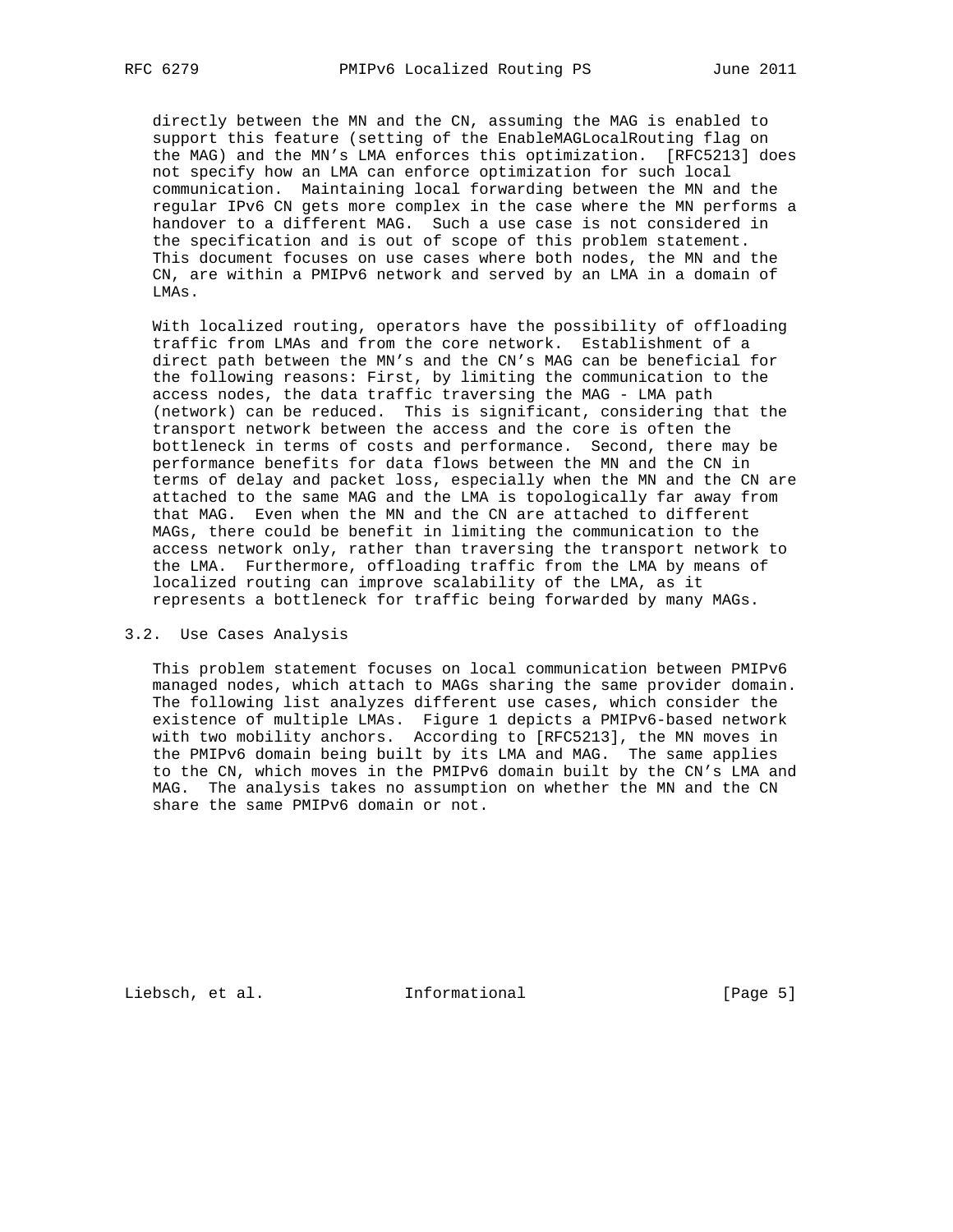directly between the MN and the CN, assuming the MAG is enabled to support this feature (setting of the EnableMAGLocalRouting flag on the MAG) and the MN's LMA enforces this optimization. [RFC5213] does not specify how an LMA can enforce optimization for such local communication. Maintaining local forwarding between the MN and the regular IPv6 CN gets more complex in the case where the MN performs a handover to a different MAG. Such a use case is not considered in the specification and is out of scope of this problem statement. This document focuses on use cases where both nodes, the MN and the CN, are within a PMIPv6 network and served by an LMA in a domain of LMAs.

With localized routing, operators have the possibility of offloading traffic from LMAs and from the core network. Establishment of a direct path between the MN's and the CN's MAG can be beneficial for the following reasons: First, by limiting the communication to the access nodes, the data traffic traversing the MAG - LMA path (network) can be reduced. This is significant, considering that the transport network between the access and the core is often the bottleneck in terms of costs and performance. Second, there may be performance benefits for data flows between the MN and the CN in terms of delay and packet loss, especially when the MN and the CN are attached to the same MAG and the LMA is topologically far away from that MAG. Even when the MN and the CN are attached to different MAGs, there could be benefit in limiting the communication to the access network only, rather than traversing the transport network to the LMA. Furthermore, offloading traffic from the LMA by means of localized routing can improve scalability of the LMA, as it represents a bottleneck for traffic being forwarded by many MAGs.

## 3.2. Use Cases Analysis

This problem statement focuses on local communication between PMIPv6 managed nodes, which attach to MAGs sharing the same provider domain. The following list analyzes different use cases, which consider the existence of multiple LMAs. Figure 1 depicts a PMIPv6-based network with two mobility anchors. According to [RFC5213], the MN moves in the PMIPv6 domain being built by its LMA and MAG. The same applies to the CN, which moves in the PMIPv6 domain built by the CN's LMA and MAG. The analysis takes no assumption on whether the MN and the CN share the same PMIPv6 domain or not.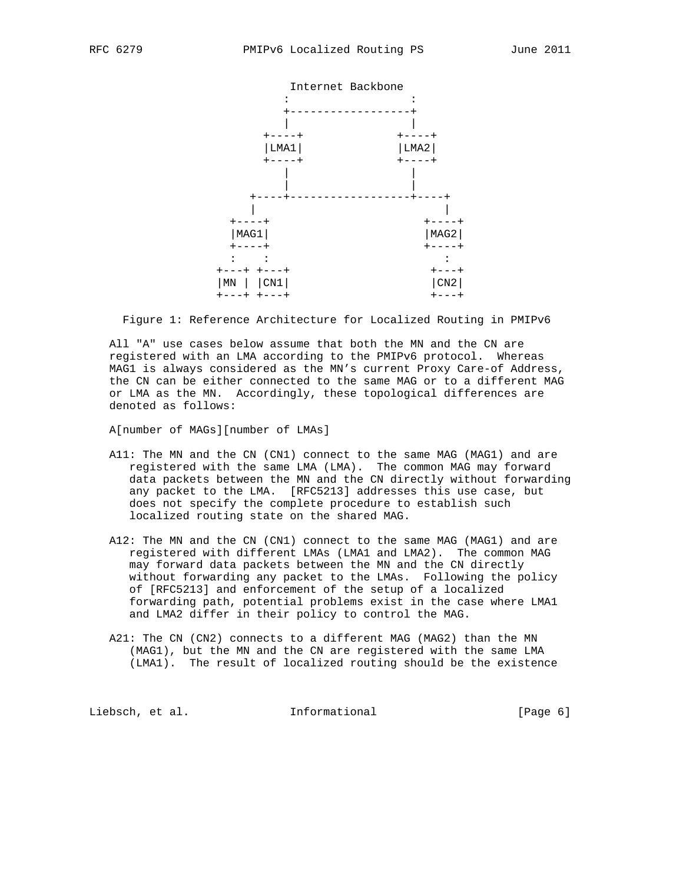```
                         Internet Backbone
                        :                 :
                        +-----------------+
                        |                 |
                     +----+            +----+
                     |LMA1|            |LMA2|
                     +----+            +----+
                        |                 |
                        |                 |
                   +----+-----------------+----+
                   |                           |
                +----+                      +----+
                |MAG1|                      |MAG2|
                +----+                      +----+
                 :    :                        :
              +---+ +---+                    +---+
              |MN | |CN1|                    |CN2|
              +---+ +---+                    +---+
```

Figure 1: Reference Architecture for Localized Routing in PMIPv6

All "A" use cases below assume that both the MN and the CN are registered with an LMA according to the PMIPv6 protocol. Whereas MAG1 is always considered as the MN's current Proxy Care-of Address, the CN can be either connected to the same MAG or to a different MAG or LMA as the MN. Accordingly, these topological differences are denoted as follows:

A[number of MAGs][number of LMAs]

- A11: The MN and the CN (CN1) connect to the same MAG (MAG1) and are registered with the same LMA (LMA). The common MAG may forward data packets between the MN and the CN directly without forwarding any packet to the LMA. [RFC5213] addresses this use case, but does not specify the complete procedure to establish such localized routing state on the shared MAG.

- A12: The MN and the CN (CN1) connect to the same MAG (MAG1) and are registered with different LMAs (LMA1 and LMA2). The common MAG may forward data packets between the MN and the CN directly without forwarding any packet to the LMAs. Following the policy of [RFC5213] and enforcement of the setup of a localized forwarding path, potential problems exist in the case where LMA1 and LMA2 differ in their policy to control the MAG.

- A21: The CN (CN2) connects to a different MAG (MAG2) than the MN (MAG1), but the MN and the CN are registered with the same LMA (LMA1). The result of localized routing should be the existence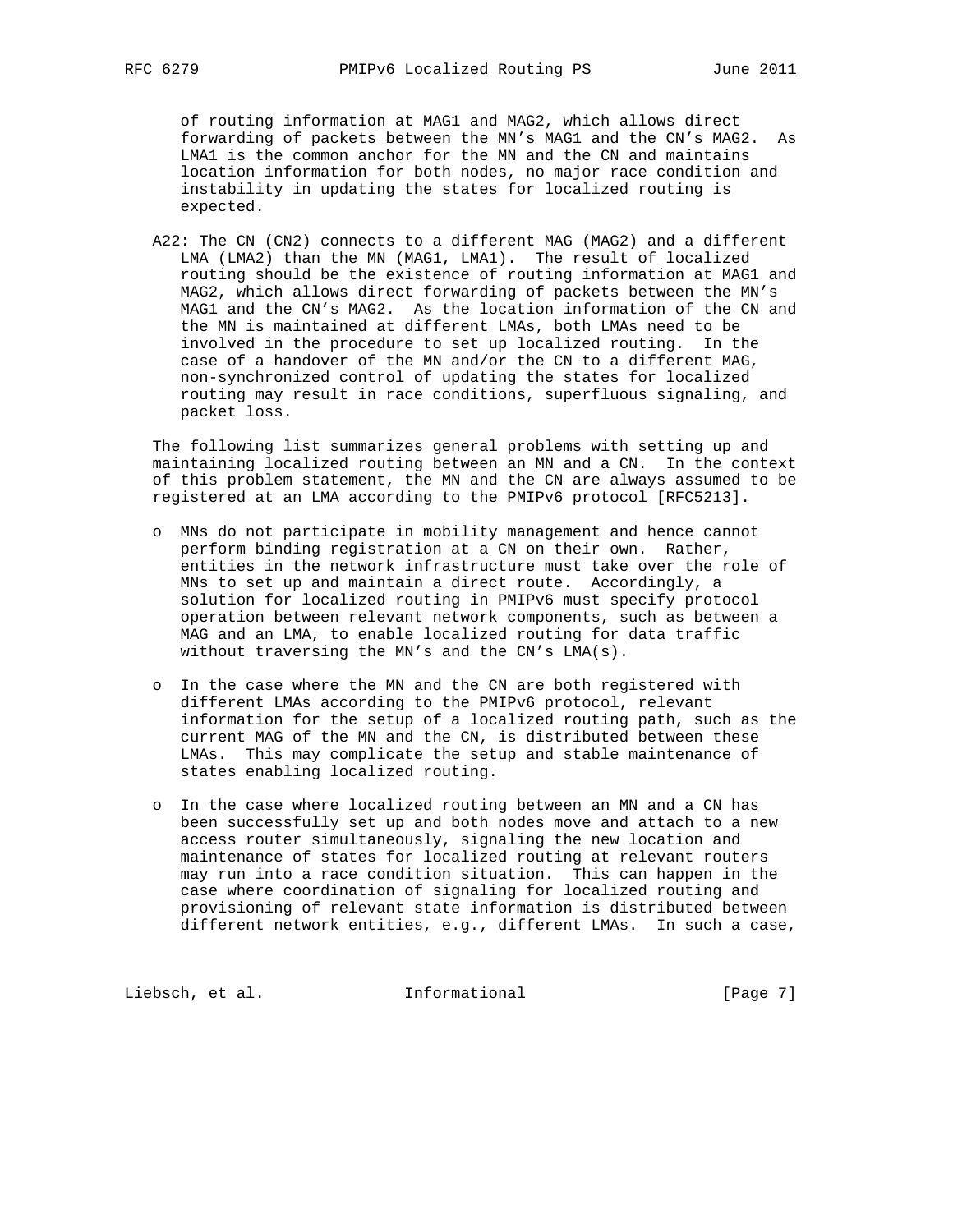of routing information at MAG1 and MAG2, which allows direct forwarding of packets between the MN's MAG1 and the CN's MAG2. As LMA1 is the common anchor for the MN and the CN and maintains location information for both nodes, no major race condition and instability in updating the states for localized routing is expected.

A22: The CN (CN2) connects to a different MAG (MAG2) and a different LMA (LMA2) than the MN (MAG1, LMA1). The result of localized routing should be the existence of routing information at MAG1 and MAG2, which allows direct forwarding of packets between the MN's MAG1 and the CN's MAG2. As the location information of the CN and the MN is maintained at different LMAs, both LMAs need to be involved in the procedure to set up localized routing. In the case of a handover of the MN and/or the CN to a different MAG, non-synchronized control of updating the states for localized routing may result in race conditions, superfluous signaling, and packet loss.

The following list summarizes general problems with setting up and maintaining localized routing between an MN and a CN. In the context of this problem statement, the MN and the CN are always assumed to be registered at an LMA according to the PMIPv6 protocol [RFC5213].

- MNs do not participate in mobility management and hence cannot perform binding registration at a CN on their own. Rather, entities in the network infrastructure must take over the role of MNs to set up and maintain a direct route. Accordingly, a solution for localized routing in PMIPv6 must specify protocol operation between relevant network components, such as between a MAG and an LMA, to enable localized routing for data traffic without traversing the MN's and the CN's LMA(s).

- In the case where the MN and the CN are both registered with different LMAs according to the PMIPv6 protocol, relevant information for the setup of a localized routing path, such as the current MAG of the MN and the CN, is distributed between these LMAs. This may complicate the setup and stable maintenance of states enabling localized routing.

- In the case where localized routing between an MN and a CN has been successfully set up and both nodes move and attach to a new access router simultaneously, signaling the new location and maintenance of states for localized routing at relevant routers may run into a race condition situation. This can happen in the case where coordination of signaling for localized routing and provisioning of relevant state information is distributed between different network entities, e.g., different LMAs. In such a case,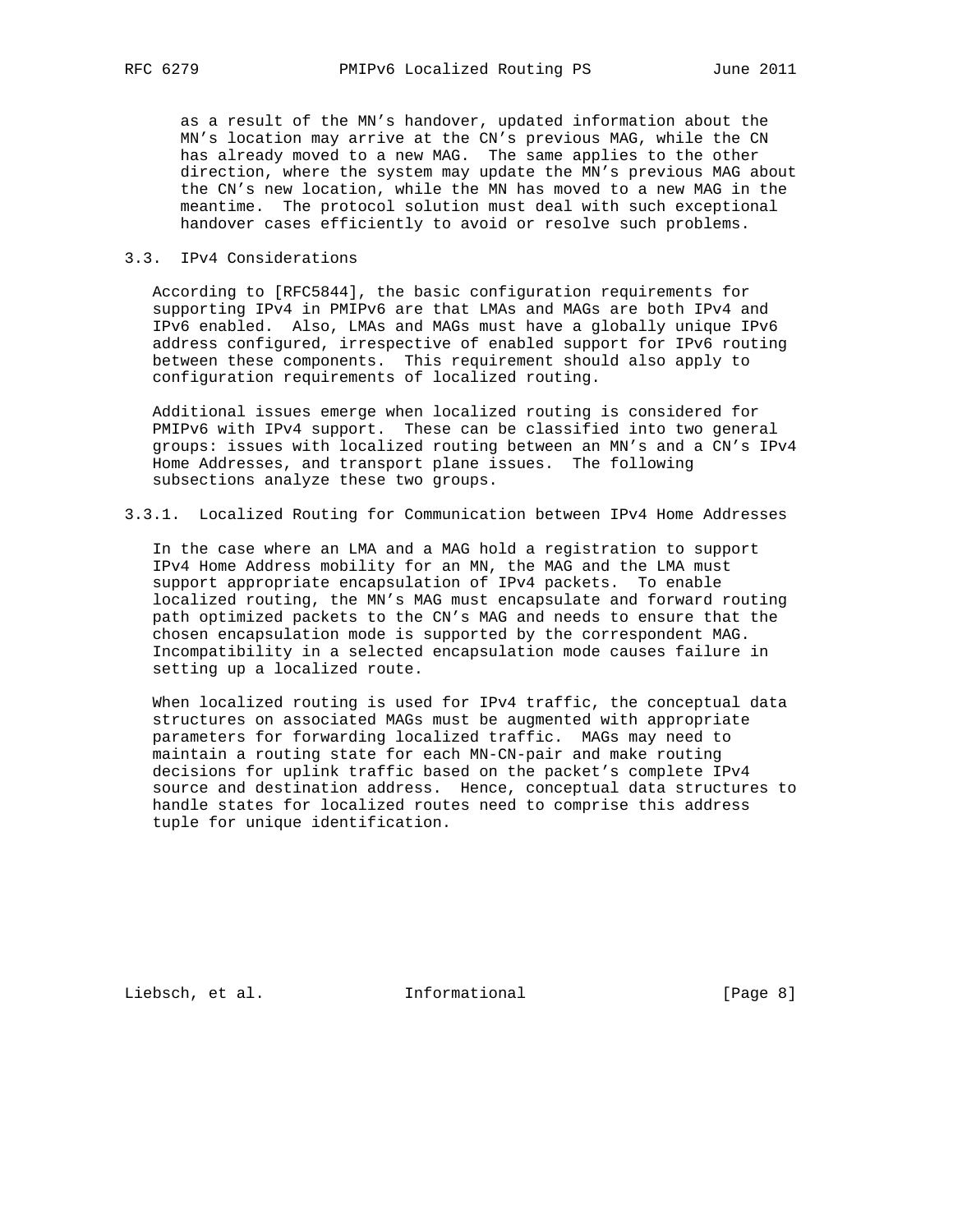as a result of the MN's handover, updated information about the MN's location may arrive at the CN's previous MAG, while the CN has already moved to a new MAG. The same applies to the other direction, where the system may update the MN's previous MAG about the CN's new location, while the MN has moved to a new MAG in the meantime. The protocol solution must deal with such exceptional handover cases efficiently to avoid or resolve such problems.

### 3.3. IPv4 Considerations

According to [RFC5844], the basic configuration requirements for supporting IPv4 in PMIPv6 are that LMAs and MAGs are both IPv4 and IPv6 enabled. Also, LMAs and MAGs must have a globally unique IPv6 address configured, irrespective of enabled support for IPv6 routing between these components. This requirement should also apply to configuration requirements of localized routing.

Additional issues emerge when localized routing is considered for PMIPv6 with IPv4 support. These can be classified into two general groups: issues with localized routing between an MN's and a CN's IPv4 Home Addresses, and transport plane issues. The following subsections analyze these two groups.

#### 3.3.1. Localized Routing for Communication between IPv4 Home Addresses

In the case where an LMA and a MAG hold a registration to support IPv4 Home Address mobility for an MN, the MAG and the LMA must support appropriate encapsulation of IPv4 packets. To enable localized routing, the MN's MAG must encapsulate and forward routing path optimized packets to the CN's MAG and needs to ensure that the chosen encapsulation mode is supported by the correspondent MAG. Incompatibility in a selected encapsulation mode causes failure in setting up a localized route.

When localized routing is used for IPv4 traffic, the conceptual data structures on associated MAGs must be augmented with appropriate parameters for forwarding localized traffic. MAGs may need to maintain a routing state for each MN-CN-pair and make routing decisions for uplink traffic based on the packet's complete IPv4 source and destination address. Hence, conceptual data structures to handle states for localized routes need to comprise this address tuple for unique identification.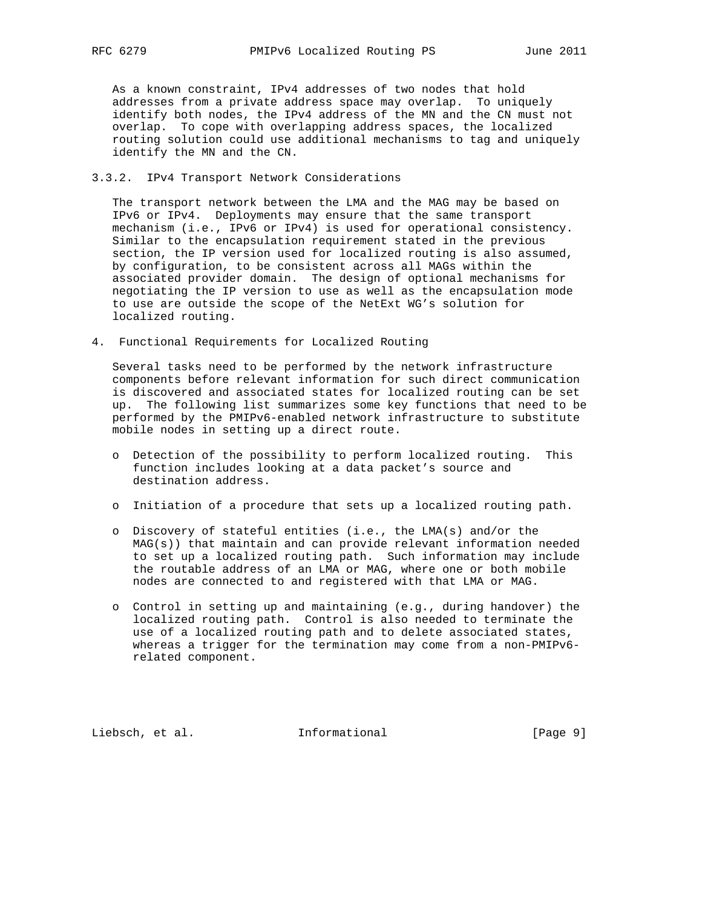As a known constraint, IPv4 addresses of two nodes that hold addresses from a private address space may overlap. To uniquely identify both nodes, the IPv4 address of the MN and the CN must not overlap. To cope with overlapping address spaces, the localized routing solution could use additional mechanisms to tag and uniquely identify the MN and the CN.

### 3.3.2. IPv4 Transport Network Considerations

The transport network between the LMA and the MAG may be based on IPv6 or IPv4. Deployments may ensure that the same transport mechanism (i.e., IPv6 or IPv4) is used for operational consistency. Similar to the encapsulation requirement stated in the previous section, the IP version used for localized routing is also assumed, by configuration, to be consistent across all MAGs within the associated provider domain. The design of optional mechanisms for negotiating the IP version to use as well as the encapsulation mode to use are outside the scope of the NetExt WG's solution for localized routing.

## 4. Functional Requirements for Localized Routing

Several tasks need to be performed by the network infrastructure components before relevant information for such direct communication is discovered and associated states for localized routing can be set up. The following list summarizes some key functions that need to be performed by the PMIPv6-enabled network infrastructure to substitute mobile nodes in setting up a direct route.

- Detection of the possibility to perform localized routing. This function includes looking at a data packet's source and destination address.

- Initiation of a procedure that sets up a localized routing path.

- Discovery of stateful entities (i.e., the LMA(s) and/or the MAG(s)) that maintain and can provide relevant information needed to set up a localized routing path. Such information may include the routable address of an LMA or MAG, where one or both mobile nodes are connected to and registered with that LMA or MAG.

- Control in setting up and maintaining (e.g., during handover) the localized routing path. Control is also needed to terminate the use of a localized routing path and to delete associated states, whereas a trigger for the termination may come from a non-PMIPv6-related component.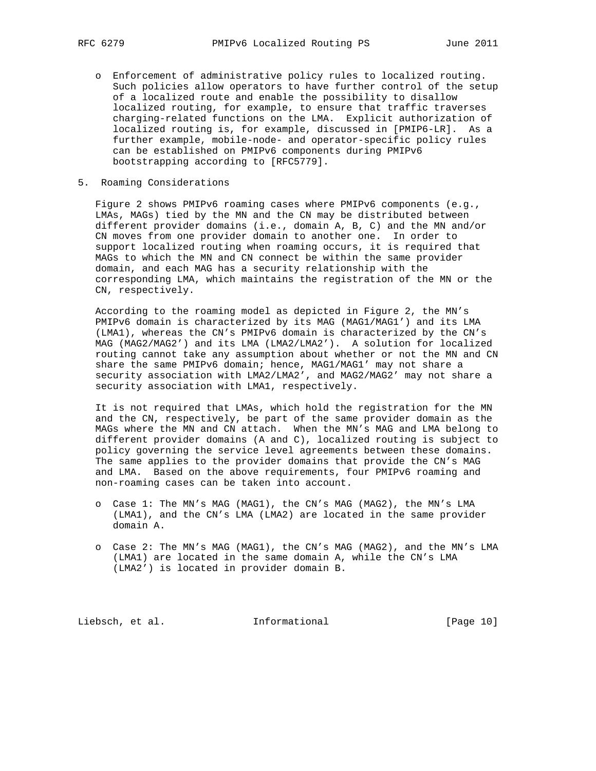- Enforcement of administrative policy rules to localized routing. Such policies allow operators to have further control of the setup of a localized route and enable the possibility to disallow localized routing, for example, to ensure that traffic traverses charging-related functions on the LMA. Explicit authorization of localized routing is, for example, discussed in [PMIP6-LR]. As a further example, mobile-node- and operator-specific policy rules can be established on PMIPv6 components during PMIPv6 bootstrapping according to [RFC5779].

## 5. Roaming Considerations

Figure 2 shows PMIPv6 roaming cases where PMIPv6 components (e.g., LMAs, MAGs) tied by the MN and the CN may be distributed between different provider domains (i.e., domain A, B, C) and the MN and/or CN moves from one provider domain to another one. In order to support localized routing when roaming occurs, it is required that MAGs to which the MN and CN connect be within the same provider domain, and each MAG has a security relationship with the corresponding LMA, which maintains the registration of the MN or the CN, respectively.

According to the roaming model as depicted in Figure 2, the MN's PMIPv6 domain is characterized by its MAG (MAG1/MAG1') and its LMA (LMA1), whereas the CN's PMIPv6 domain is characterized by the CN's MAG (MAG2/MAG2') and its LMA (LMA2/LMA2'). A solution for localized routing cannot take any assumption about whether or not the MN and CN share the same PMIPv6 domain; hence, MAG1/MAG1' may not share a security association with LMA2/LMA2', and MAG2/MAG2' may not share a security association with LMA1, respectively.

It is not required that LMAs, which hold the registration for the MN and the CN, respectively, be part of the same provider domain as the MAGs where the MN and CN attach. When the MN's MAG and LMA belong to different provider domains (A and C), localized routing is subject to policy governing the service level agreements between these domains. The same applies to the provider domains that provide the CN's MAG and LMA. Based on the above requirements, four PMIPv6 roaming and non-roaming cases can be taken into account.

- Case 1: The MN's MAG (MAG1), the CN's MAG (MAG2), the MN's LMA (LMA1), and the CN's LMA (LMA2) are located in the same provider domain A.

- Case 2: The MN's MAG (MAG1), the CN's MAG (MAG2), and the MN's LMA (LMA1) are located in the same domain A, while the CN's LMA (LMA2') is located in provider domain B.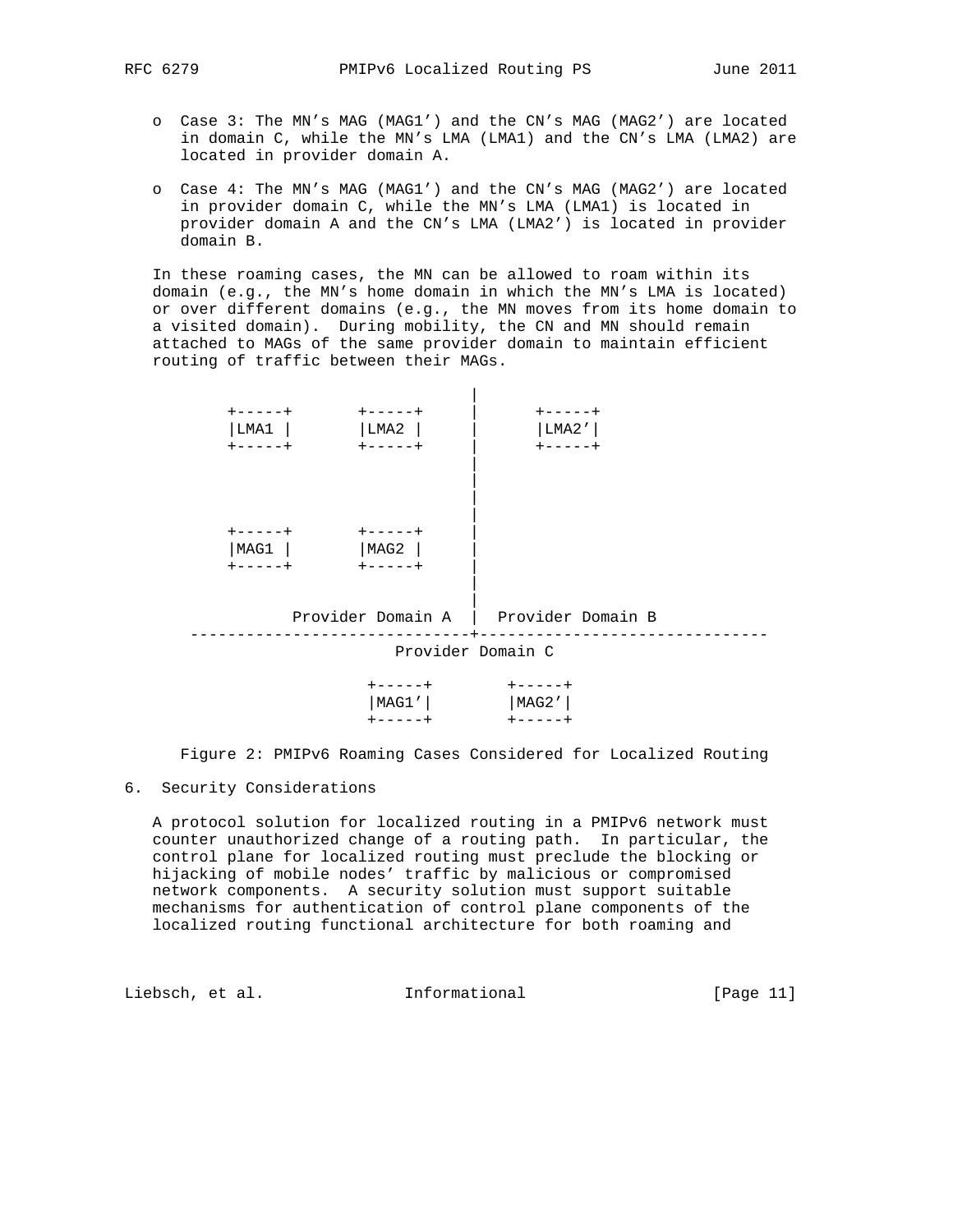- Case 3: The MN's MAG (MAG1') and the CN's MAG (MAG2') are located in domain C, while the MN's LMA (LMA1) and the CN's LMA (LMA2) are located in provider domain A.

- Case 4: The MN's MAG (MAG1') and the CN's MAG (MAG2') are located in provider domain C, while the MN's LMA (LMA1) is located in provider domain A and the CN's LMA (LMA2') is located in provider domain B.

In these roaming cases, the MN can be allowed to roam within its domain (e.g., the MN's home domain in which the MN's LMA is located) or over different domains (e.g., the MN moves from its home domain to a visited domain). During mobility, the CN and MN should remain attached to MAGs of the same provider domain to maintain efficient routing of traffic between their MAGs.

```
                                       |
     +-----+       +-----+            |      +-----+
     |LMA1 |       |LMA2 |            |      |LMA2'|
     +-----+       +-----+            |      +-----+
                                       |
                                       |
                                       |
                                       |
     +-----+       +-----+            |
     |MAG1 |       |MAG2 |            |
     +-----+       +-----+            |
                                       |
                                       |
           Provider Domain A  |  Provider Domain B
  ------------------------------+-------------------------------
                         Provider Domain C

                   +-----+        +-----+
                   |MAG1'|        |MAG2'|
                   +-----+        +-----+
```

Figure 2: PMIPv6 Roaming Cases Considered for Localized Routing

## 6. Security Considerations

A protocol solution for localized routing in a PMIPv6 network must counter unauthorized change of a routing path. In particular, the control plane for localized routing must preclude the blocking or hijacking of mobile nodes' traffic by malicious or compromised network components. A security solution must support suitable mechanisms for authentication of control plane components of the localized routing functional architecture for both roaming and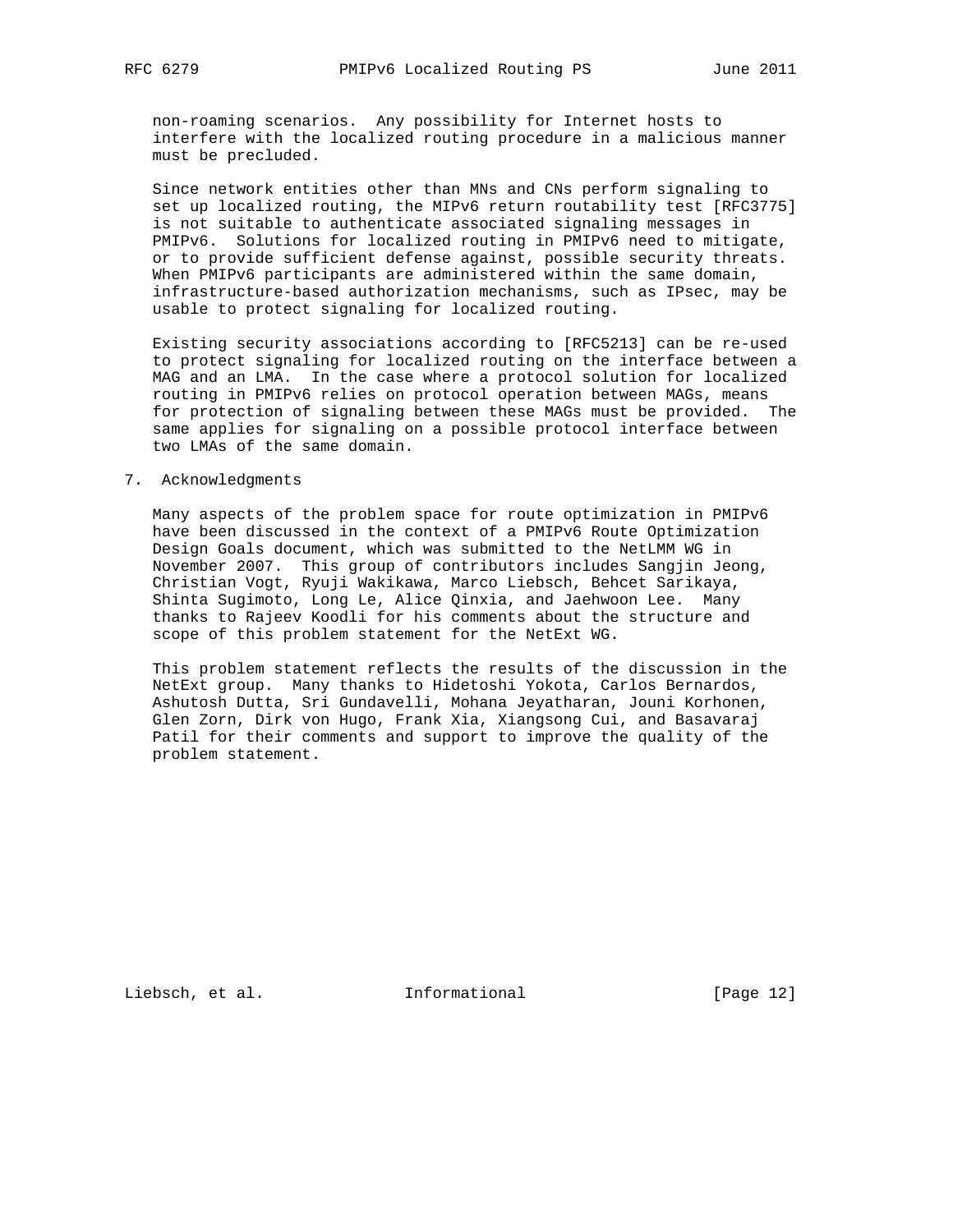non-roaming scenarios. Any possibility for Internet hosts to interfere with the localized routing procedure in a malicious manner must be precluded.

Since network entities other than MNs and CNs perform signaling to set up localized routing, the MIPv6 return routability test [RFC3775] is not suitable to authenticate associated signaling messages in PMIPv6. Solutions for localized routing in PMIPv6 need to mitigate, or to provide sufficient defense against, possible security threats. When PMIPv6 participants are administered within the same domain, infrastructure-based authorization mechanisms, such as IPsec, may be usable to protect signaling for localized routing.

Existing security associations according to [RFC5213] can be re-used to protect signaling for localized routing on the interface between a MAG and an LMA. In the case where a protocol solution for localized routing in PMIPv6 relies on protocol operation between MAGs, means for protection of signaling between these MAGs must be provided. The same applies for signaling on a possible protocol interface between two LMAs of the same domain.

## 7. Acknowledgments

Many aspects of the problem space for route optimization in PMIPv6 have been discussed in the context of a PMIPv6 Route Optimization Design Goals document, which was submitted to the NetLMM WG in November 2007. This group of contributors includes Sangjin Jeong, Christian Vogt, Ryuji Wakikawa, Marco Liebsch, Behcet Sarikaya, Shinta Sugimoto, Long Le, Alice Qinxia, and Jaehwoon Lee. Many thanks to Rajeev Koodli for his comments about the structure and scope of this problem statement for the NetExt WG.

This problem statement reflects the results of the discussion in the NetExt group. Many thanks to Hidetoshi Yokota, Carlos Bernardos, Ashutosh Dutta, Sri Gundavelli, Mohana Jeyatharan, Jouni Korhonen, Glen Zorn, Dirk von Hugo, Frank Xia, Xiangsong Cui, and Basavaraj Patil for their comments and support to improve the quality of the problem statement.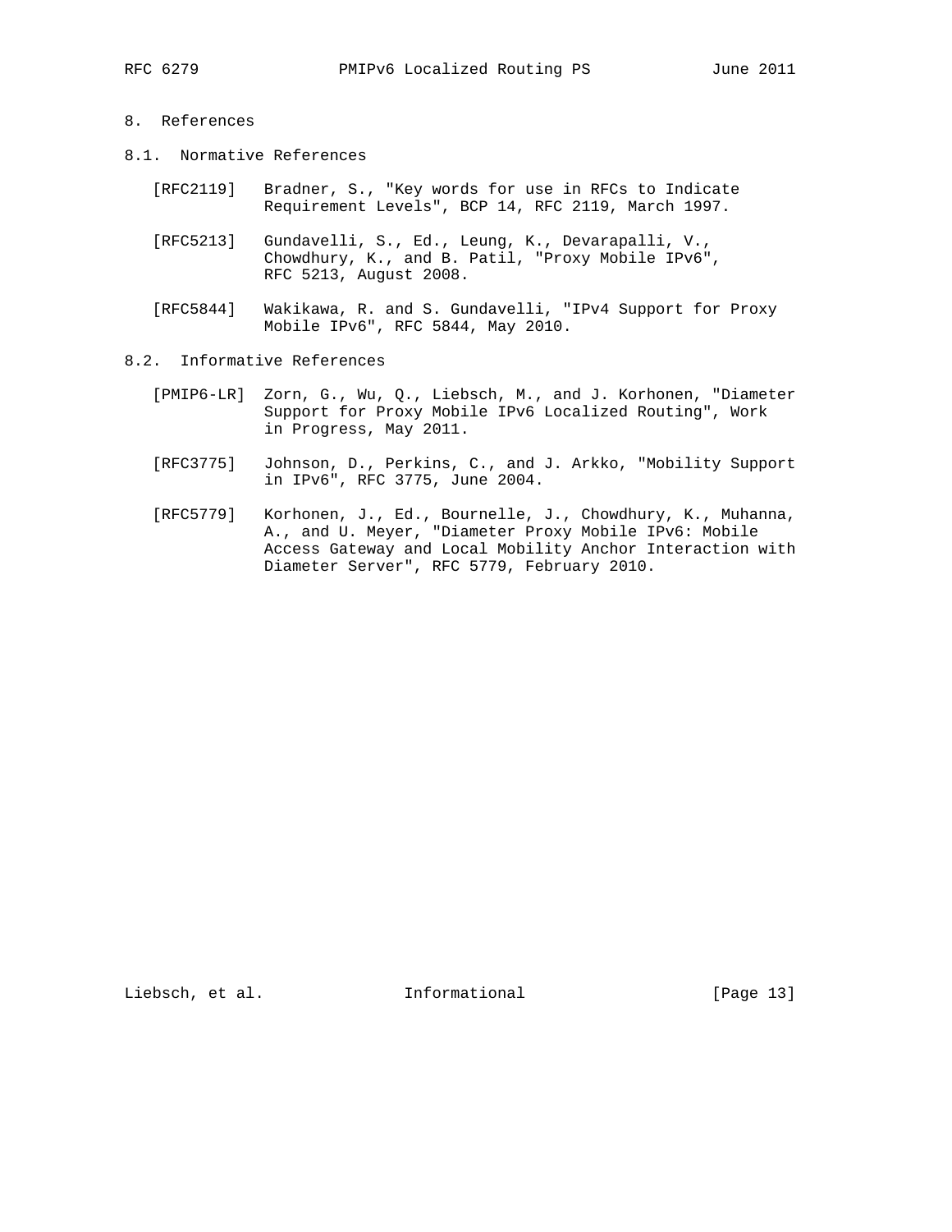# 8. References

## 8.1. Normative References

[RFC2119] Bradner, S., "Key words for use in RFCs to Indicate Requirement Levels", BCP 14, RFC 2119, March 1997.

[RFC5213] Gundavelli, S., Ed., Leung, K., Devarapalli, V., Chowdhury, K., and B. Patil, "Proxy Mobile IPv6", RFC 5213, August 2008.

[RFC5844] Wakikawa, R. and S. Gundavelli, "IPv4 Support for Proxy Mobile IPv6", RFC 5844, May 2010.

## 8.2. Informative References

[PMIP6-LR] Zorn, G., Wu, Q., Liebsch, M., and J. Korhonen, "Diameter Support for Proxy Mobile IPv6 Localized Routing", Work in Progress, May 2011.

[RFC3775] Johnson, D., Perkins, C., and J. Arkko, "Mobility Support in IPv6", RFC 3775, June 2004.

[RFC5779] Korhonen, J., Ed., Bournelle, J., Chowdhury, K., Muhanna, A., and U. Meyer, "Diameter Proxy Mobile IPv6: Mobile Access Gateway and Local Mobility Anchor Interaction with Diameter Server", RFC 5779, February 2010.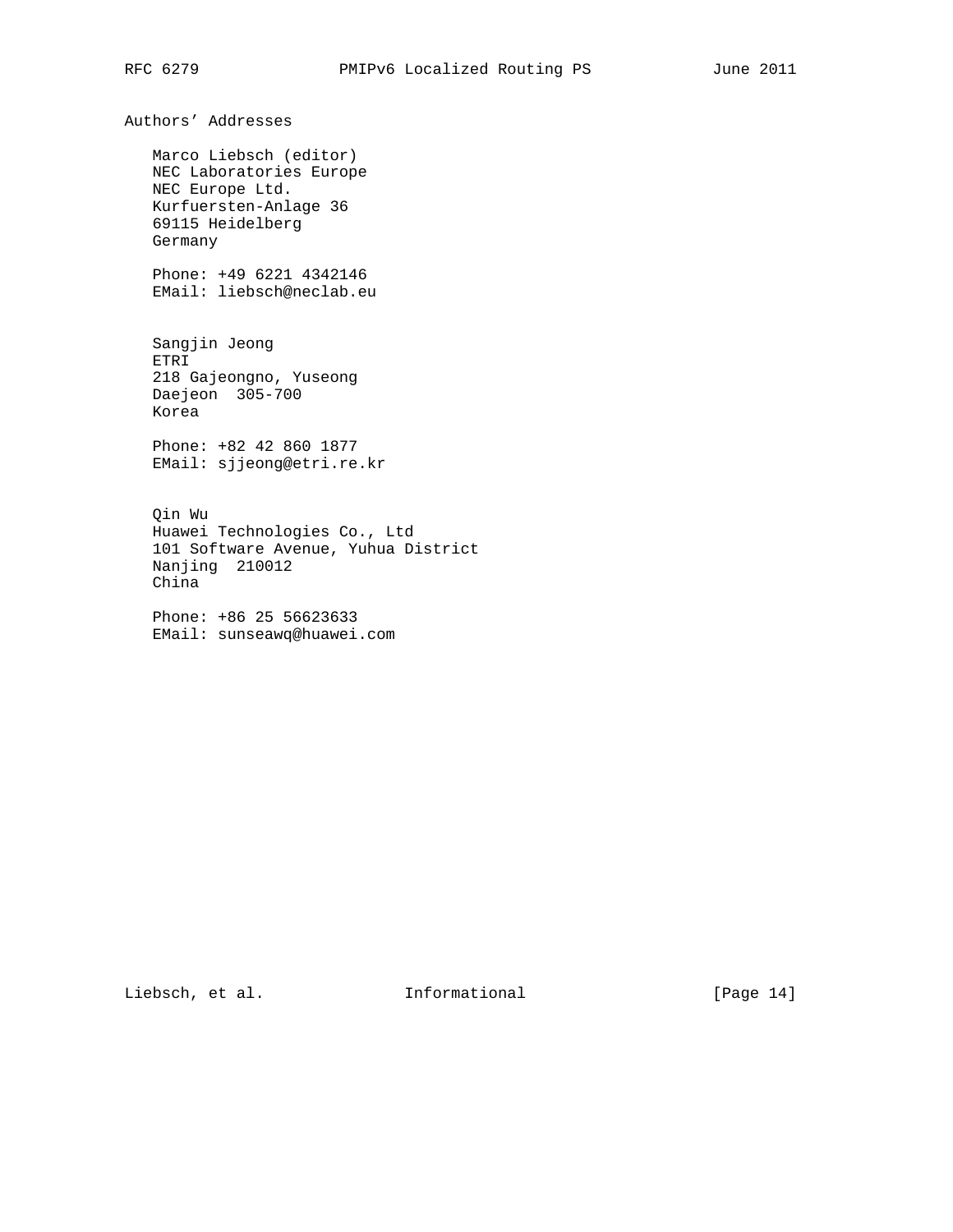# Authors' Addresses

Marco Liebsch (editor)
NEC Laboratories Europe
NEC Europe Ltd.
Kurfuersten-Anlage 36
69115 Heidelberg
Germany

Phone: +49 6221 4342146
EMail: liebsch@neclab.eu

Sangjin Jeong
ETRI
218 Gajeongno, Yuseong
Daejeon  305-700
Korea

Phone: +82 42 860 1877
EMail: sjjeong@etri.re.kr

Qin Wu
Huawei Technologies Co., Ltd
101 Software Avenue, Yuhua District
Nanjing  210012
China

Phone: +86 25 56623633
EMail: sunseawq@huawei.com